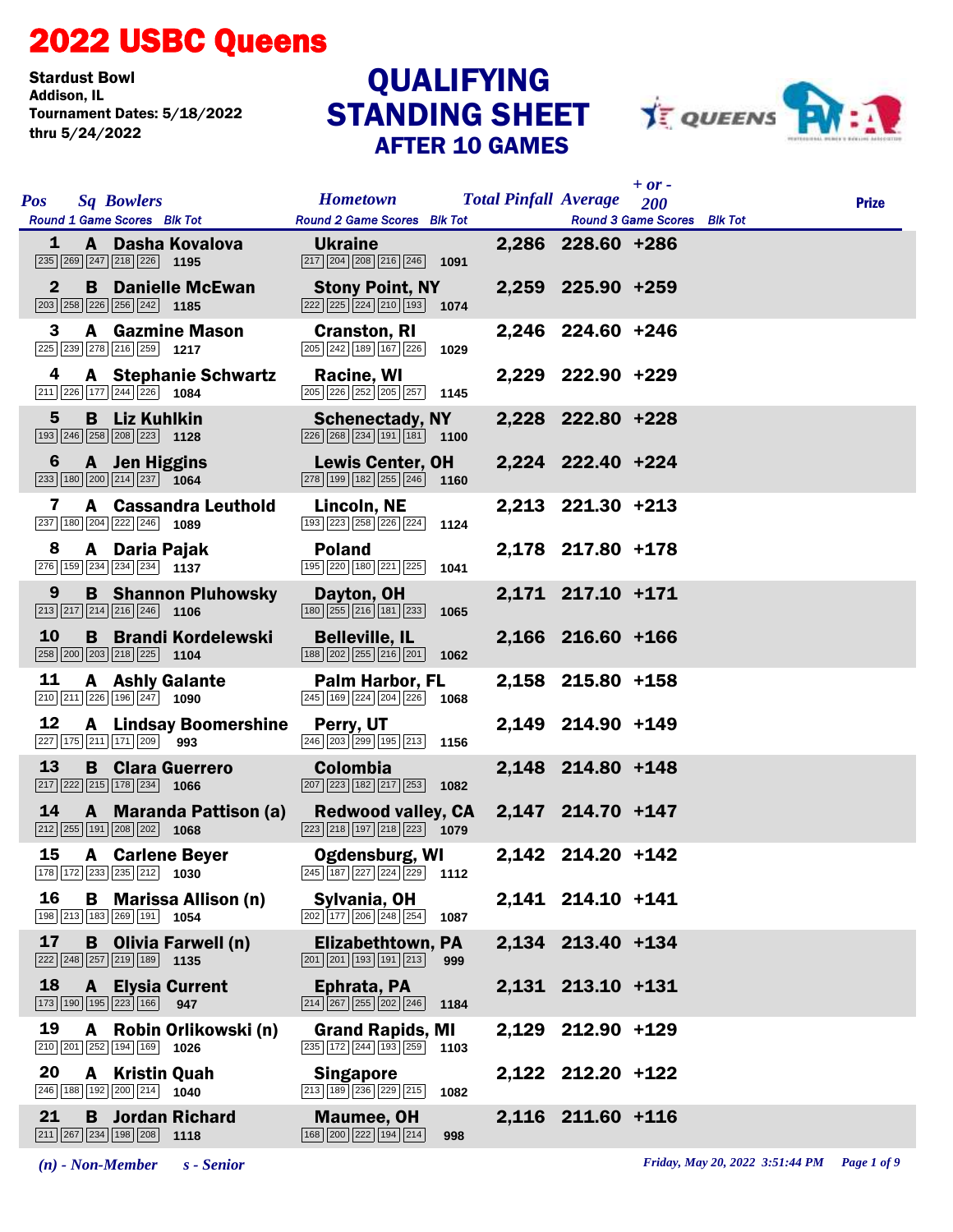# 2022 USBC Queens

**Stardust Bowl**
**Addison, IL**
**Tournament Dates: 5/18/2022 thru 5/24/2022**

## QUALIFYING STANDING SHEET
### AFTER 10 GAMES

| Pos | Sq | Bowlers | Round 1 Game Scores | Blk Tot | Hometown | Round 2 Game Scores | Blk Tot | Total Pinfall | Average | + or - 200 | Round 3 Game Scores | Blk Tot | Prize |
|---|---|---|---|---|---|---|---|---|---|---|---|---|---|
| 1 | A | Dasha Kovalova | 235 269 247 218 226 | 1195 | Ukraine | 217 204 208 216 246 | 1091 | 2,286 | 228.60 | +286 | | | |
| 2 | B | Danielle McEwan | 203 258 226 256 242 | 1185 | Stony Point, NY | 222 225 224 210 193 | 1074 | 2,259 | 225.90 | +259 | | | |
| 3 | A | Gazmine Mason | 225 239 278 216 259 | 1217 | Cranston, RI | 205 242 189 167 226 | 1029 | 2,246 | 224.60 | +246 | | | |
| 4 | A | Stephanie Schwartz | 211 226 177 244 226 | 1084 | Racine, WI | 205 226 252 205 257 | 1145 | 2,229 | 222.90 | +229 | | | |
| 5 | B | Liz Kuhlkin | 193 246 258 208 223 | 1128 | Schenectady, NY | 226 268 234 191 181 | 1100 | 2,228 | 222.80 | +228 | | | |
| 6 | A | Jen Higgins | 233 180 200 214 237 | 1064 | Lewis Center, OH | 278 199 182 255 246 | 1160 | 2,224 | 222.40 | +224 | | | |
| 7 | A | Cassandra Leuthold | 237 180 204 222 246 | 1089 | Lincoln, NE | 193 223 258 226 224 | 1124 | 2,213 | 221.30 | +213 | | | |
| 8 | A | Daria Pajak | 276 159 234 234 234 | 1137 | Poland | 195 220 180 221 225 | 1041 | 2,178 | 217.80 | +178 | | | |
| 9 | B | Shannon Pluhowsky | 213 217 214 216 246 | 1106 | Dayton, OH | 180 255 216 181 233 | 1065 | 2,171 | 217.10 | +171 | | | |
| 10 | B | Brandi Kordelewski | 258 200 203 218 225 | 1104 | Belleville, IL | 188 202 255 216 201 | 1062 | 2,166 | 216.60 | +166 | | | |
| 11 | A | Ashly Galante | 210 211 226 196 247 | 1090 | Palm Harbor, FL | 245 169 224 204 226 | 1068 | 2,158 | 215.80 | +158 | | | |
| 12 | A | Lindsay Boomershine | 227 175 211 171 209 | 993 | Perry, UT | 246 203 299 195 213 | 1156 | 2,149 | 214.90 | +149 | | | |
| 13 | B | Clara Guerrero | 217 222 215 178 234 | 1066 | Colombia | 207 223 182 217 253 | 1082 | 2,148 | 214.80 | +148 | | | |
| 14 | A | Maranda Pattison (a) | 212 255 191 208 202 | 1068 | Redwood valley, CA | 223 218 197 218 223 | 1079 | 2,147 | 214.70 | +147 | | | |
| 15 | A | Carlene Beyer | 178 172 233 235 212 | 1030 | Ogdensburg, WI | 245 187 227 224 229 | 1112 | 2,142 | 214.20 | +142 | | | |
| 16 | B | Marissa Allison (n) | 198 213 183 269 191 | 1054 | Sylvania, OH | 202 177 206 248 254 | 1087 | 2,141 | 214.10 | +141 | | | |
| 17 | B | Olivia Farwell (n) | 222 248 257 219 189 | 1135 | Elizabethtown, PA | 201 201 193 191 213 | 999 | 2,134 | 213.40 | +134 | | | |
| 18 | A | Elysia Current | 173 190 195 223 166 | 947 | Ephrata, PA | 214 267 255 202 246 | 1184 | 2,131 | 213.10 | +131 | | | |
| 19 | A | Robin Orlikowski (n) | 210 201 252 194 169 | 1026 | Grand Rapids, MI | 235 172 244 193 259 | 1103 | 2,129 | 212.90 | +129 | | | |
| 20 | A | Kristin Quah | 246 188 192 200 214 | 1040 | Singapore | 213 189 236 229 215 | 1082 | 2,122 | 212.20 | +122 | | | |
| 21 | B | Jordan Richard | 211 267 234 198 208 | 1118 | Maumee, OH | 168 200 222 194 214 | 998 | 2,116 | 211.60 | +116 | | | |

*(n) - Non-Member* *s - Senior*

*Friday, May 20, 2022 3:51:44 PM*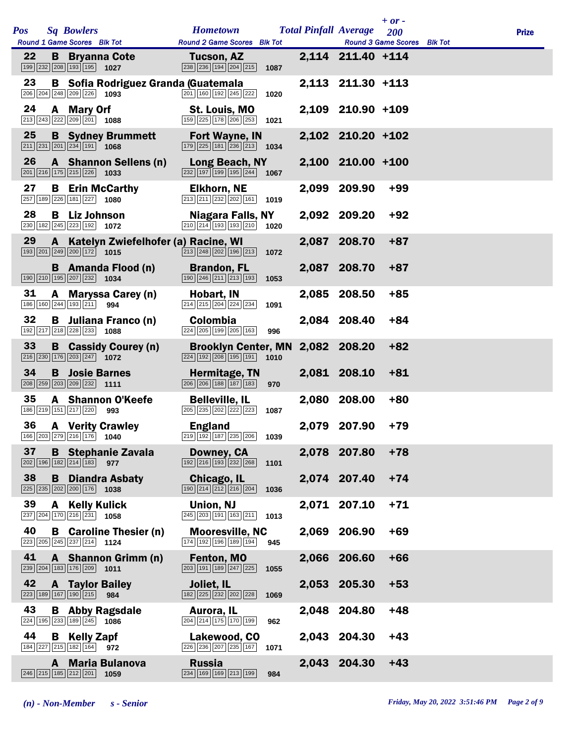| Pos | Sq | Bowlers | Hometown | Total Pinfall | Average | + or - 200 | Prize |
|---|---|---|---|---|---|---|---|
| | | Round 1 Game Scores / Blk Tot | Round 2 Game Scores / Blk Tot | | Round 3 Game Scores / Blk Tot | | |
| 22 | B | Bryanna Cote | Tucson, AZ | 2,114 | 211.40 | +114 | |
| | | 199 232 208 193 195 1027 | 238 236 194 204 215 1087 | | | | |
| 23 | B | Sofia Rodriguez Granda (Guatemala | | 2,113 | 211.30 | +113 | |
| | | 206 204 248 209 226 1093 | 201 160 192 245 222 1020 | | | | |
| 24 | A | Mary Orf | St. Louis, MO | 2,109 | 210.90 | +109 | |
| | | 213 243 222 209 201 1088 | 159 225 178 206 253 1021 | | | | |
| 25 | B | Sydney Brummett | Fort Wayne, IN | 2,102 | 210.20 | +102 | |
| | | 211 231 201 234 191 1068 | 179 225 181 236 213 1034 | | | | |
| 26 | A | Shannon Sellens (n) | Long Beach, NY | 2,100 | 210.00 | +100 | |
| | | 201 216 175 215 226 1033 | 232 197 199 195 244 1067 | | | | |
| 27 | B | Erin McCarthy | Elkhorn, NE | 2,099 | 209.90 | +99 | |
| | | 257 189 226 181 227 1080 | 213 211 232 202 161 1019 | | | | |
| 28 | B | Liz Johnson | Niagara Falls, NY | 2,092 | 209.20 | +92 | |
| | | 230 182 245 223 192 1072 | 210 214 193 193 210 1020 | | | | |
| 29 | A | Katelyn Zwiefelhofer (a) | Racine, WI | 2,087 | 208.70 | +87 | |
| | | 193 201 249 200 172 1015 | 213 248 202 196 213 1072 | | | | |
| | B | Amanda Flood (n) | Brandon, FL | 2,087 | 208.70 | +87 | |
| | | 190 210 195 207 232 1034 | 190 246 211 213 193 1053 | | | | |
| 31 | A | Maryssa Carey (n) | Hobart, IN | 2,085 | 208.50 | +85 | |
| | | 186 160 244 193 211 994 | 214 215 204 224 234 1091 | | | | |
| 32 | B | Juliana Franco (n) | Colombia | 2,084 | 208.40 | +84 | |
| | | 192 217 218 228 233 1088 | 224 205 199 205 163 996 | | | | |
| 33 | B | Cassidy Courey (n) | Brooklyn Center, MN | 2,082 | 208.20 | +82 | |
| | | 216 230 176 203 247 1072 | 224 192 208 195 191 1010 | | | | |
| 34 | B | Josie Barnes | Hermitage, TN | 2,081 | 208.10 | +81 | |
| | | 208 259 203 209 232 1111 | 206 206 188 187 183 970 | | | | |
| 35 | A | Shannon O'Keefe | Belleville, IL | 2,080 | 208.00 | +80 | |
| | | 186 219 151 217 220 993 | 205 235 202 222 223 1087 | | | | |
| 36 | A | Verity Crawley | England | 2,079 | 207.90 | +79 | |
| | | 166 203 279 216 176 1040 | 219 192 187 235 206 1039 | | | | |
| 37 | B | Stephanie Zavala | Downey, CA | 2,078 | 207.80 | +78 | |
| | | 202 196 182 214 183 977 | 192 216 193 232 268 1101 | | | | |
| 38 | B | Diandra Asbaty | Chicago, IL | 2,074 | 207.40 | +74 | |
| | | 225 235 202 200 176 1038 | 190 214 212 216 204 1036 | | | | |
| 39 | A | Kelly Kulick | Union, NJ | 2,071 | 207.10 | +71 | |
| | | 237 204 170 216 231 1058 | 245 203 191 163 211 1013 | | | | |
| 40 | B | Caroline Thesier (n) | Mooresville, NC | 2,069 | 206.90 | +69 | |
| | | 223 205 245 237 214 1124 | 174 192 196 189 194 945 | | | | |
| 41 | A | Shannon Grimm (n) | Fenton, MO | 2,066 | 206.60 | +66 | |
| | | 239 204 183 176 209 1011 | 203 191 189 247 225 1055 | | | | |
| 42 | A | Taylor Bailey | Joliet, IL | 2,053 | 205.30 | +53 | |
| | | 223 189 167 190 215 984 | 182 225 232 202 228 1069 | | | | |
| 43 | B | Abby Ragsdale | Aurora, IL | 2,048 | 204.80 | +48 | |
| | | 224 195 233 189 245 1086 | 204 214 175 170 199 962 | | | | |
| 44 | B | Kelly Zapf | Lakewood, CO | 2,043 | 204.30 | +43 | |
| | | 184 227 215 182 164 972 | 226 236 207 235 167 1071 | | | | |
| | A | Maria Bulanova | Russia | 2,043 | 204.30 | +43 | |
| | | 246 215 185 212 201 1059 | 234 169 169 213 199 984 | | | | |

*(n) - Non-Member*  *s - Senior*

*Friday, May 20, 2022 3:51:46 PM*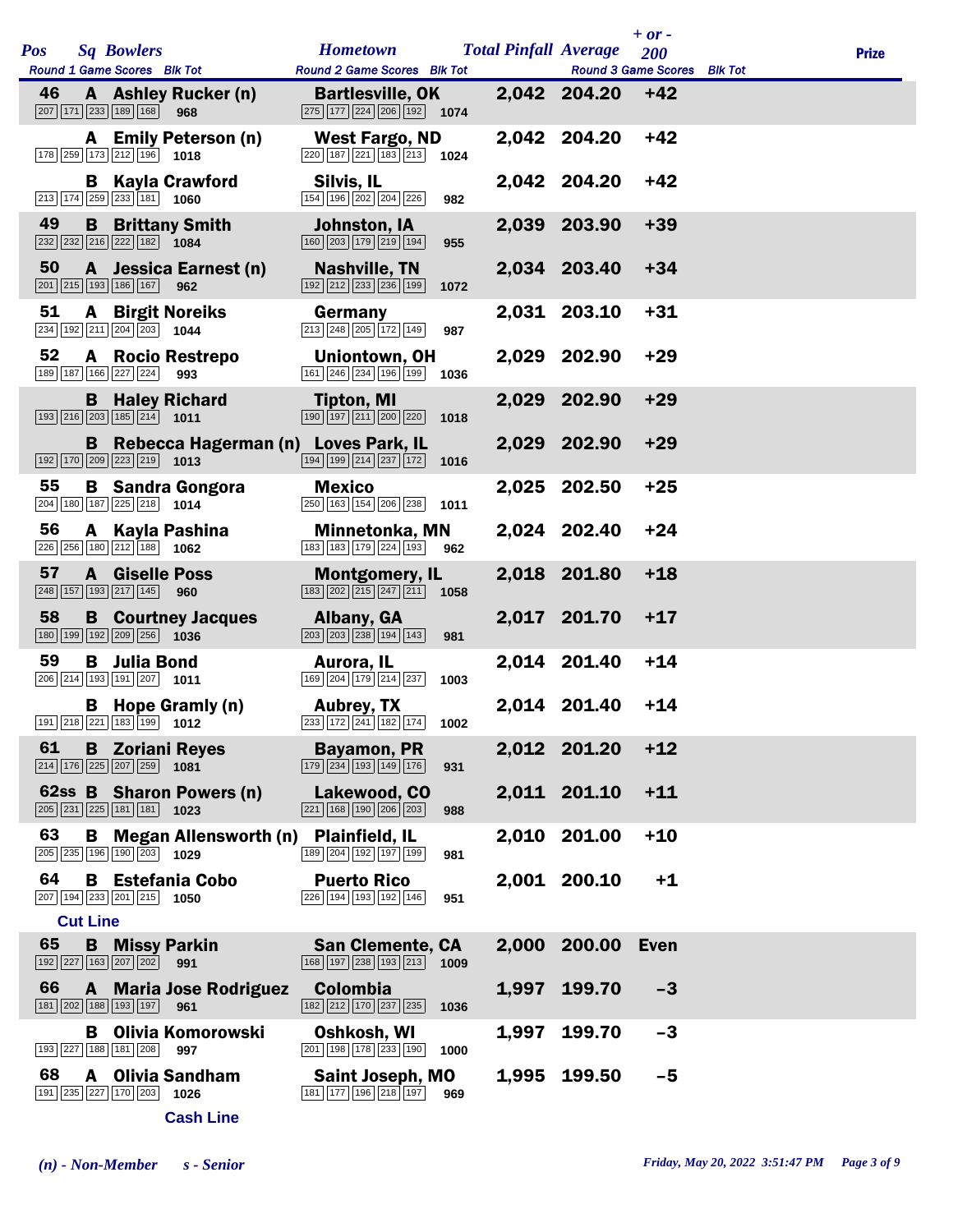| Pos | Sq | Bowlers | Round 1 Game Scores | Blk Tot | Hometown | Round 2 Game Scores | Blk Tot | Total Pinfall | Average | + or - 200 | Round 3 Game Scores | Blk Tot | Prize |
|---|---|---|---|---|---|---|---|---|---|---|---|---|---|
| 46 | A | Ashley Rucker (n) | 207 171 233 189 168 | 968 | Bartlesville, OK | 275 177 224 206 192 | 1074 | 2,042 | 204.20 | +42 | | | |
| | A | Emily Peterson (n) | 178 259 173 212 196 | 1018 | West Fargo, ND | 220 187 221 183 213 | 1024 | 2,042 | 204.20 | +42 | | | |
| | B | Kayla Crawford | 213 174 259 233 181 | 1060 | Silvis, IL | 154 196 202 204 226 | 982 | 2,042 | 204.20 | +42 | | | |
| 49 | B | Brittany Smith | 232 232 216 222 182 | 1084 | Johnston, IA | 160 203 179 219 194 | 955 | 2,039 | 203.90 | +39 | | | |
| 50 | A | Jessica Earnest (n) | 201 215 193 186 167 | 962 | Nashville, TN | 192 212 233 236 199 | 1072 | 2,034 | 203.40 | +34 | | | |
| 51 | A | Birgit Noreiks | 234 192 211 204 203 | 1044 | Germany | 213 248 205 172 149 | 987 | 2,031 | 203.10 | +31 | | | |
| 52 | A | Rocio Restrepo | 189 187 166 227 224 | 993 | Uniontown, OH | 161 246 234 196 199 | 1036 | 2,029 | 202.90 | +29 | | | |
| | B | Haley Richard | 193 216 203 185 214 | 1011 | Tipton, MI | 190 197 211 200 220 | 1018 | 2,029 | 202.90 | +29 | | | |
| | B | Rebecca Hagerman (n) | 192 170 209 223 219 | 1013 | Loves Park, IL | 194 199 214 237 172 | 1016 | 2,029 | 202.90 | +29 | | | |
| 55 | B | Sandra Gongora | 204 180 187 225 218 | 1014 | Mexico | 250 163 154 206 238 | 1011 | 2,025 | 202.50 | +25 | | | |
| 56 | A | Kayla Pashina | 226 256 180 212 188 | 1062 | Minnetonka, MN | 183 183 179 224 193 | 962 | 2,024 | 202.40 | +24 | | | |
| 57 | A | Giselle Poss | 248 157 193 217 145 | 960 | Montgomery, IL | 183 202 215 247 211 | 1058 | 2,018 | 201.80 | +18 | | | |
| 58 | B | Courtney Jacques | 180 199 192 209 256 | 1036 | Albany, GA | 203 203 238 194 143 | 981 | 2,017 | 201.70 | +17 | | | |
| 59 | B | Julia Bond | 206 214 193 191 207 | 1011 | Aurora, IL | 169 204 179 214 237 | 1003 | 2,014 | 201.40 | +14 | | | |
| | B | Hope Gramly (n) | 191 218 221 183 199 | 1012 | Aubrey, TX | 233 172 241 182 174 | 1002 | 2,014 | 201.40 | +14 | | | |
| 61 | B | Zoriani Reyes | 214 176 225 207 259 | 1081 | Bayamon, PR | 179 234 193 149 176 | 931 | 2,012 | 201.20 | +12 | | | |
| 62ss | B | Sharon Powers (n) | 205 231 225 181 181 | 1023 | Lakewood, CO | 221 168 190 206 203 | 988 | 2,011 | 201.10 | +11 | | | |
| 63 | B | Megan Allensworth (n) | 205 235 196 190 203 | 1029 | Plainfield, IL | 189 204 192 197 199 | 981 | 2,010 | 201.00 | +10 | | | |
| 64 | B | Estefania Cobo | 207 194 233 201 215 | 1050 | Puerto Rico | 226 194 193 192 146 | 951 | 2,001 | 200.10 | +1 | | | |
| **Cut Line** | | | | | | | | | | | | | |
| 65 | B | Missy Parkin | 192 227 163 207 202 | 991 | San Clemente, CA | 168 197 238 193 213 | 1009 | 2,000 | 200.00 | Even | | | |
| 66 | A | Maria Jose Rodriguez | 181 202 188 193 197 | 961 | Colombia | 182 212 170 237 235 | 1036 | 1,997 | 199.70 | -3 | | | |
| | B | Olivia Komorowski | 193 227 188 181 208 | 997 | Oshkosh, WI | 201 198 178 233 190 | 1000 | 1,997 | 199.70 | -3 | | | |
| 68 | A | Olivia Sandham | 191 235 227 170 203 | 1026 | Saint Joseph, MO | 181 177 196 218 197 | 969 | 1,995 | 199.50 | -5 | | | |
| **Cash Line** | | | | | | | | | | | | | |

*(n) - Non-Member     s - Senior*

*Friday, May 20, 2022 3:51:47 PM*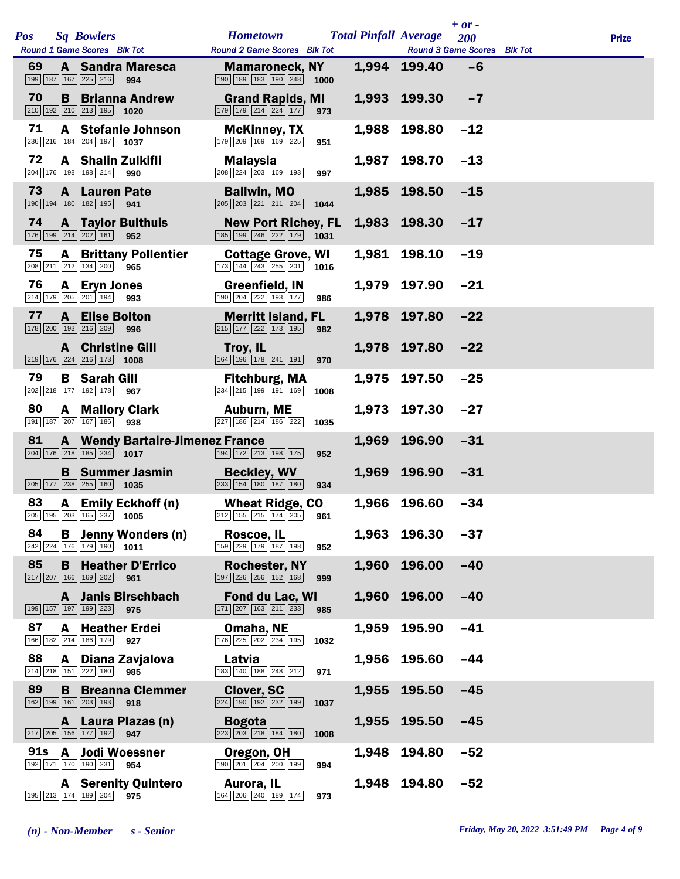| Pos | Sq | Bowlers | Round 1 Game Scores | Blk Tot | Hometown | Round 2 Game Scores | Blk Tot | Total Pinfall | Average | + or - 200 | Round 3 Game Scores | Blk Tot | Prize |
|---|---|---|---|---|---|---|---|---|---|---|---|---|---|
| 69 | A | Sandra Maresca | 199 187 167 225 216 | 994 | Mamaroneck, NY | 190 189 183 190 248 | 1000 | 1,994 | 199.40 | -6 | | | |
| 70 | B | Brianna Andrew | 210 192 210 213 195 | 1020 | Grand Rapids, MI | 179 179 214 224 177 | 973 | 1,993 | 199.30 | -7 | | | |
| 71 | A | Stefanie Johnson | 236 216 184 204 197 | 1037 | McKinney, TX | 179 209 169 169 225 | 951 | 1,988 | 198.80 | -12 | | | |
| 72 | A | Shalin Zulkifli | 204 176 198 198 214 | 990 | Malaysia | 208 224 203 169 193 | 997 | 1,987 | 198.70 | -13 | | | |
| 73 | A | Lauren Pate | 190 194 180 182 195 | 941 | Ballwin, MO | 205 203 221 211 204 | 1044 | 1,985 | 198.50 | -15 | | | |
| 74 | A | Taylor Bulthuis | 176 199 214 202 161 | 952 | New Port Richey, FL | 185 199 246 222 179 | 1031 | 1,983 | 198.30 | -17 | | | |
| 75 | A | Brittany Pollentier | 208 211 212 134 200 | 965 | Cottage Grove, WI | 173 144 243 255 201 | 1016 | 1,981 | 198.10 | -19 | | | |
| 76 | A | Eryn Jones | 214 179 205 201 194 | 993 | Greenfield, IN | 190 204 222 193 177 | 986 | 1,979 | 197.90 | -21 | | | |
| 77 | A | Elise Bolton | 178 200 193 216 209 | 996 | Merritt Island, FL | 215 177 222 173 195 | 982 | 1,978 | 197.80 | -22 | | | |
| | A | Christine Gill | 219 176 224 216 173 | 1008 | Troy, IL | 164 196 178 241 191 | 970 | 1,978 | 197.80 | -22 | | | |
| 79 | B | Sarah Gill | 202 218 177 192 178 | 967 | Fitchburg, MA | 234 215 199 191 169 | 1008 | 1,975 | 197.50 | -25 | | | |
| 80 | A | Mallory Clark | 191 187 207 167 186 | 938 | Auburn, ME | 227 186 214 186 222 | 1035 | 1,973 | 197.30 | -27 | | | |
| 81 | A | Wendy Bartaire-Jimenez | 204 176 218 185 234 | 1017 | France | 194 172 213 198 175 | 952 | 1,969 | 196.90 | -31 | | | |
| | B | Summer Jasmin | 205 177 238 255 160 | 1035 | Beckley, WV | 233 154 180 187 180 | 934 | 1,969 | 196.90 | -31 | | | |
| 83 | A | Emily Eckhoff (n) | 205 195 203 165 237 | 1005 | Wheat Ridge, CO | 212 155 215 174 205 | 961 | 1,966 | 196.60 | -34 | | | |
| 84 | B | Jenny Wonders (n) | 242 224 176 179 190 | 1011 | Roscoe, IL | 159 229 179 187 198 | 952 | 1,963 | 196.30 | -37 | | | |
| 85 | B | Heather D'Errico | 217 207 166 169 202 | 961 | Rochester, NY | 197 226 256 152 168 | 999 | 1,960 | 196.00 | -40 | | | |
| | A | Janis Birschbach | 199 157 197 199 223 | 975 | Fond du Lac, WI | 171 207 163 211 233 | 985 | 1,960 | 196.00 | -40 | | | |
| 87 | A | Heather Erdei | 166 182 214 186 179 | 927 | Omaha, NE | 176 225 202 234 195 | 1032 | 1,959 | 195.90 | -41 | | | |
| 88 | A | Diana Zavjalova | 214 218 151 222 180 | 985 | Latvia | 183 140 188 248 212 | 971 | 1,956 | 195.60 | -44 | | | |
| 89 | B | Breanna Clemmer | 162 199 161 203 193 | 918 | Clover, SC | 224 190 192 232 199 | 1037 | 1,955 | 195.50 | -45 | | | |
| | A | Laura Plazas (n) | 217 205 156 177 192 | 947 | Bogota | 223 203 218 184 180 | 1008 | 1,955 | 195.50 | -45 | | | |
| 91s | A | Jodi Woessner | 192 171 170 190 231 | 954 | Oregon, OH | 190 201 204 200 199 | 994 | 1,948 | 194.80 | -52 | | | |
| | A | Serenity Quintero | 195 213 174 189 204 | 975 | Aurora, IL | 164 206 240 189 174 | 973 | 1,948 | 194.80 | -52 | | | |

*(n) - Non-Member* *s - Senior*

*Friday, May 20, 2022 3:51:49 PM*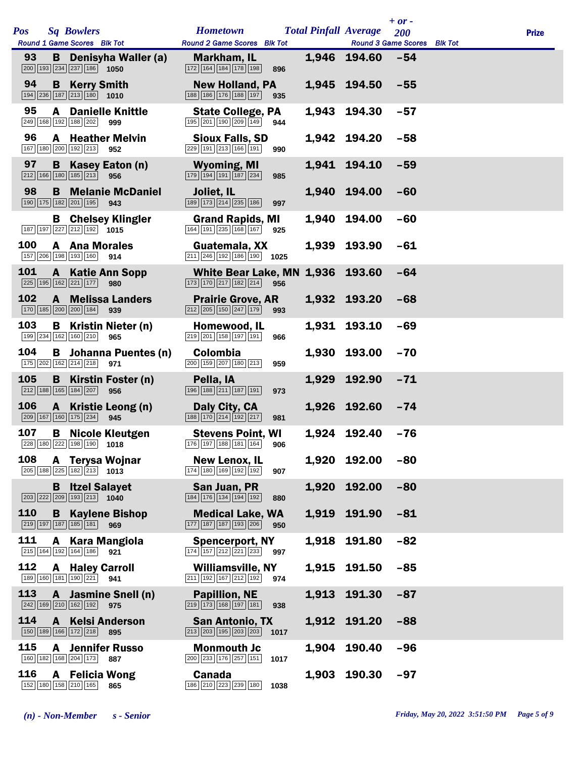| Pos | Sq | Bowlers | Hometown | Total Pinfall | Average | + or - 200 | Prize |
|---|---|---|---|---|---|---|---|
| Round 1 Game Scores | | Blk Tot | Round 2 Game Scores Blk Tot | | Round 3 Game Scores | Blk Tot | |
| 93 | B | Denisyha Waller (a) | Markham, IL | 1,946 | 194.60 | -54 | |
| 200 193 234 237 186 | | 1050 | 172 164 184 178 198 896 | | | | |
| 94 | B | Kerry Smith | New Holland, PA | 1,945 | 194.50 | -55 | |
| 194 236 187 213 180 | | 1010 | 188 186 176 188 197 935 | | | | |
| 95 | A | Danielle Knittle | State College, PA | 1,943 | 194.30 | -57 | |
| 249 168 192 188 202 | | 999 | 195 201 190 209 149 944 | | | | |
| 96 | A | Heather Melvin | Sioux Falls, SD | 1,942 | 194.20 | -58 | |
| 167 180 200 192 213 | | 952 | 229 191 213 166 191 990 | | | | |
| 97 | B | Kasey Eaton (n) | Wyoming, MI | 1,941 | 194.10 | -59 | |
| 212 166 180 185 213 | | 956 | 179 194 191 187 234 985 | | | | |
| 98 | B | Melanie McDaniel | Joliet, IL | 1,940 | 194.00 | -60 | |
| 190 175 182 201 195 | | 943 | 189 173 214 235 186 997 | | | | |
| | B | Chelsey Klingler | Grand Rapids, MI | 1,940 | 194.00 | -60 | |
| 187 197 227 212 192 | | 1015 | 164 191 235 168 167 925 | | | | |
| 100 | A | Ana Morales | Guatemala, XX | 1,939 | 193.90 | -61 | |
| 157 206 198 193 160 | | 914 | 211 246 192 186 190 1025 | | | | |
| 101 | A | Katie Ann Sopp | White Bear Lake, MN | 1,936 | 193.60 | -64 | |
| 225 195 162 221 177 | | 980 | 173 170 217 182 214 956 | | | | |
| 102 | A | Melissa Landers | Prairie Grove, AR | 1,932 | 193.20 | -68 | |
| 170 185 200 200 184 | | 939 | 212 205 150 247 179 993 | | | | |
| 103 | B | Kristin Nieter (n) | Homewood, IL | 1,931 | 193.10 | -69 | |
| 199 234 162 160 210 | | 965 | 219 201 158 197 191 966 | | | | |
| 104 | B | Johanna Puentes (n) | Colombia | 1,930 | 193.00 | -70 | |
| 175 202 162 214 218 | | 971 | 200 159 207 180 213 959 | | | | |
| 105 | B | Kirstin Foster (n) | Pella, IA | 1,929 | 192.90 | -71 | |
| 212 188 165 184 207 | | 956 | 196 188 211 187 191 973 | | | | |
| 106 | A | Kristie Leong (n) | Daly City, CA | 1,926 | 192.60 | -74 | |
| 209 167 160 175 234 | | 945 | 188 170 214 192 217 981 | | | | |
| 107 | B | Nicole Kleutgen | Stevens Point, WI | 1,924 | 192.40 | -76 | |
| 228 180 222 198 190 | | 1018 | 176 197 188 181 164 906 | | | | |
| 108 | A | Terysa Wojnar | New Lenox, IL | 1,920 | 192.00 | -80 | |
| 205 188 225 182 213 | | 1013 | 174 180 169 192 192 907 | | | | |
| | B | Itzel Salayet | San Juan, PR | 1,920 | 192.00 | -80 | |
| 203 222 209 193 213 | | 1040 | 184 176 134 194 192 880 | | | | |
| 110 | B | Kaylene Bishop | Medical Lake, WA | 1,919 | 191.90 | -81 | |
| 219 197 187 185 181 | | 969 | 177 187 187 193 206 950 | | | | |
| 111 | A | Kara Mangiola | Spencerport, NY | 1,918 | 191.80 | -82 | |
| 215 164 192 164 186 | | 921 | 174 157 212 221 233 997 | | | | |
| 112 | A | Haley Carroll | Williamsville, NY | 1,915 | 191.50 | -85 | |
| 189 160 181 190 221 | | 941 | 211 192 167 212 192 974 | | | | |
| 113 | A | Jasmine Snell (n) | Papillion, NE | 1,913 | 191.30 | -87 | |
| 242 169 210 162 192 | | 975 | 219 173 168 197 181 938 | | | | |
| 114 | A | Kelsi Anderson | San Antonio, TX | 1,912 | 191.20 | -88 | |
| 150 189 166 172 218 | | 895 | 213 203 195 203 203 1017 | | | | |
| 115 | A | Jennifer Russo | Monmouth Jc | 1,904 | 190.40 | -96 | |
| 160 182 168 204 173 | | 887 | 200 233 176 257 151 1017 | | | | |
| 116 | A | Felicia Wong | Canada | 1,903 | 190.30 | -97 | |
| 152 180 158 210 165 | | 865 | 186 210 223 239 180 1038 | | | | |

*(n) - Non-Member* *s - Senior*

*Friday, May 20, 2022 3:51:50 PM*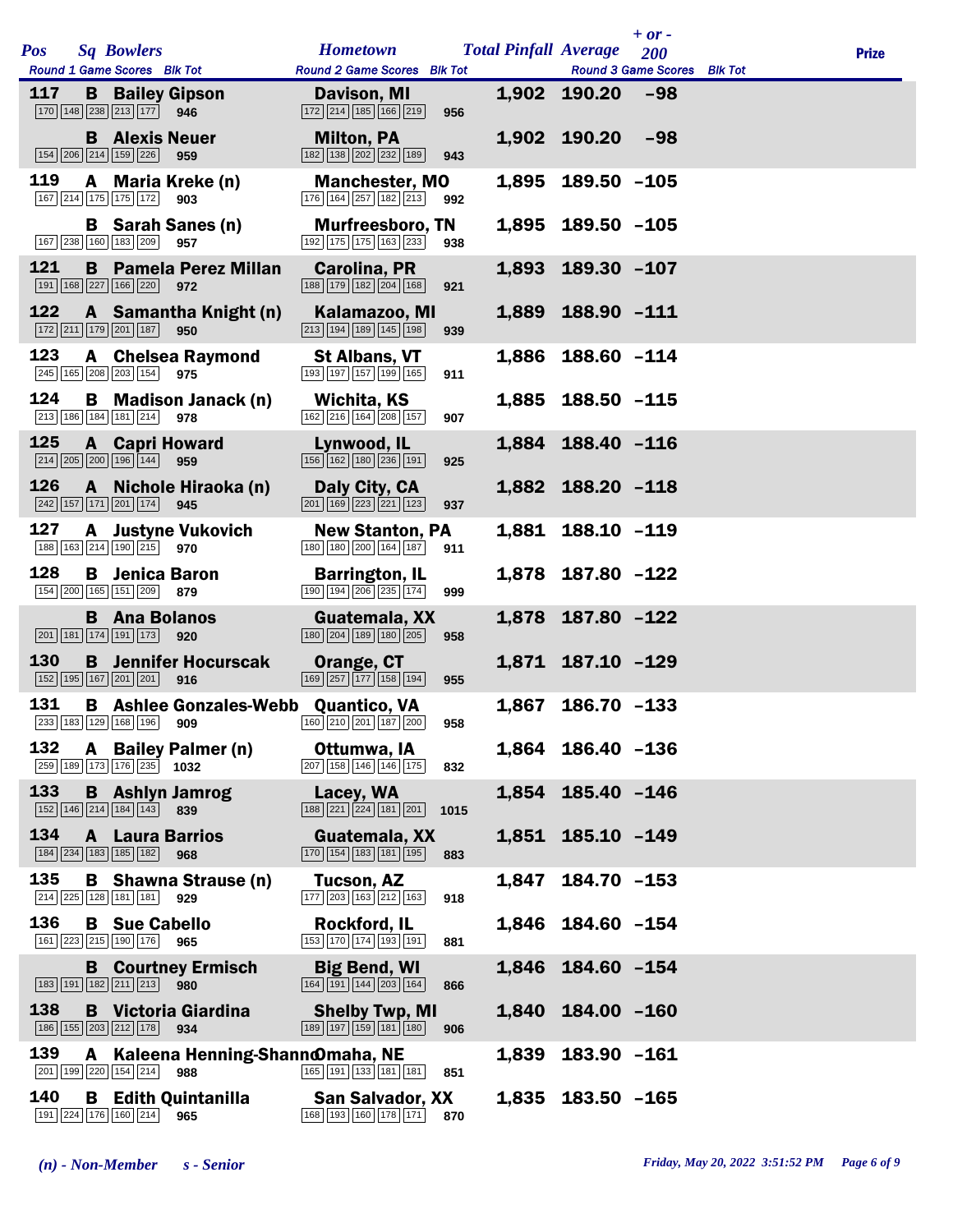| Pos | Sq | Bowlers | Hometown | Total Pinfall | Average | + or - 200 | Prize |
|---|---|---|---|---|---|---|---|
| | | Round 1 Game Scores / Blk Tot | Round 2 Game Scores / Blk Tot | | | Round 3 Game Scores / Blk Tot | |
| 117 | B | Bailey Gipson | Davison, MI | 1,902 | 190.20 | -98 | |
| | | 170 148 238 213 177 — 946 | 172 214 185 166 219 — 956 | | | | |
| | B | Alexis Neuer | Milton, PA | 1,902 | 190.20 | -98 | |
| | | 154 206 214 159 226 — 959 | 182 138 202 232 189 — 943 | | | | |
| 119 | A | Maria Kreke (n) | Manchester, MO | 1,895 | 189.50 | -105 | |
| | | 167 214 175 175 172 — 903 | 176 164 257 182 213 — 992 | | | | |
| | B | Sarah Sanes (n) | Murfreesboro, TN | 1,895 | 189.50 | -105 | |
| | | 167 238 160 183 209 — 957 | 192 175 175 163 233 — 938 | | | | |
| 121 | B | Pamela Perez Millan | Carolina, PR | 1,893 | 189.30 | -107 | |
| | | 191 168 227 166 220 — 972 | 188 179 182 204 168 — 921 | | | | |
| 122 | A | Samantha Knight (n) | Kalamazoo, MI | 1,889 | 188.90 | -111 | |
| | | 172 211 179 201 187 — 950 | 213 194 189 145 198 — 939 | | | | |
| 123 | A | Chelsea Raymond | St Albans, VT | 1,886 | 188.60 | -114 | |
| | | 245 165 208 203 154 — 975 | 193 197 157 199 165 — 911 | | | | |
| 124 | B | Madison Janack (n) | Wichita, KS | 1,885 | 188.50 | -115 | |
| | | 213 186 184 181 214 — 978 | 162 216 164 208 157 — 907 | | | | |
| 125 | A | Capri Howard | Lynwood, IL | 1,884 | 188.40 | -116 | |
| | | 214 205 200 196 144 — 959 | 156 162 180 236 191 — 925 | | | | |
| 126 | A | Nichole Hiraoka (n) | Daly City, CA | 1,882 | 188.20 | -118 | |
| | | 242 157 171 201 174 — 945 | 201 169 223 221 123 — 937 | | | | |
| 127 | A | Justyne Vukovich | New Stanton, PA | 1,881 | 188.10 | -119 | |
| | | 188 163 214 190 215 — 970 | 180 180 200 164 187 — 911 | | | | |
| 128 | B | Jenica Baron | Barrington, IL | 1,878 | 187.80 | -122 | |
| | | 154 200 165 151 209 — 879 | 190 194 206 235 174 — 999 | | | | |
| | B | Ana Bolanos | Guatemala, XX | 1,878 | 187.80 | -122 | |
| | | 201 181 174 191 173 — 920 | 180 204 189 180 205 — 958 | | | | |
| 130 | B | Jennifer Hocurscak | Orange, CT | 1,871 | 187.10 | -129 | |
| | | 152 195 167 201 201 — 916 | 169 257 177 158 194 — 955 | | | | |
| 131 | B | Ashlee Gonzales-Webb | Quantico, VA | 1,867 | 186.70 | -133 | |
| | | 233 183 129 168 196 — 909 | 160 210 201 187 200 — 958 | | | | |
| 132 | A | Bailey Palmer (n) | Ottumwa, IA | 1,864 | 186.40 | -136 | |
| | | 259 189 173 176 235 — 1032 | 207 158 146 146 175 — 832 | | | | |
| 133 | B | Ashlyn Jamrog | Lacey, WA | 1,854 | 185.40 | -146 | |
| | | 152 146 214 184 143 — 839 | 188 221 224 181 201 — 1015 | | | | |
| 134 | A | Laura Barrios | Guatemala, XX | 1,851 | 185.10 | -149 | |
| | | 184 234 183 185 182 — 968 | 170 154 183 181 195 — 883 | | | | |
| 135 | B | Shawna Strause (n) | Tucson, AZ | 1,847 | 184.70 | -153 | |
| | | 214 225 128 181 181 — 929 | 177 203 163 212 163 — 918 | | | | |
| 136 | B | Sue Cabello | Rockford, IL | 1,846 | 184.60 | -154 | |
| | | 161 223 215 190 176 — 965 | 153 170 174 193 191 — 881 | | | | |
| | B | Courtney Ermisch | Big Bend, WI | 1,846 | 184.60 | -154 | |
| | | 183 191 182 211 213 — 980 | 164 191 144 203 164 — 866 | | | | |
| 138 | B | Victoria Giardina | Shelby Twp, MI | 1,840 | 184.00 | -160 | |
| | | 186 155 203 212 178 — 934 | 189 197 159 181 180 — 906 | | | | |
| 139 | A | Kaleena Henning-Shannon | Omaha, NE | 1,839 | 183.90 | -161 | |
| | | 201 199 220 154 214 — 988 | 165 191 133 181 181 — 851 | | | | |
| 140 | B | Edith Quintanilla | San Salvador, XX | 1,835 | 183.50 | -165 | |
| | | 191 224 176 160 214 — 965 | 168 193 160 178 171 — 870 | | | | |

*(n) - Non-Member* *s - Senior*

*Friday, May 20, 2022 3:51:52 PM*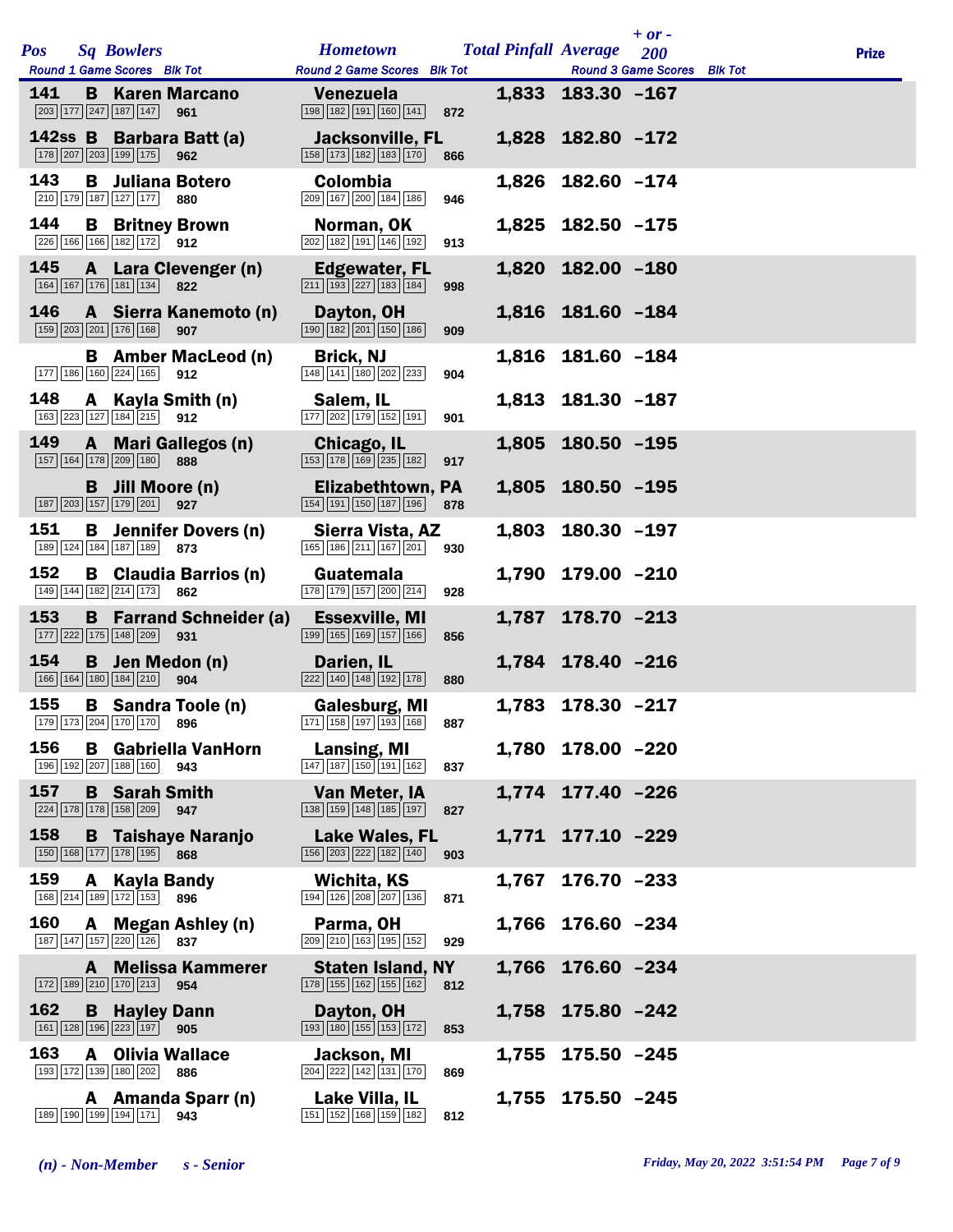| Pos | Sq | Bowlers | Round 1 Game Scores | Blk Tot | Hometown | Round 2 Game Scores | Blk Tot | Total Pinfall | Average | + or - 200 | Round 3 Game Scores | Blk Tot | Prize |
|---|---|---|---|---|---|---|---|---|---|---|---|---|---|
| 141 | B | Karen Marcano | 203 177 247 187 147 | 961 | Venezuela | 198 182 191 160 141 | 872 | 1,833 | 183.30 | -167 | | | |
| 142ss | B | Barbara Batt (a) | 178 207 203 199 175 | 962 | Jacksonville, FL | 158 173 182 183 170 | 866 | 1,828 | 182.80 | -172 | | | |
| 143 | B | Juliana Botero | 210 179 187 127 177 | 880 | Colombia | 209 167 200 184 186 | 946 | 1,826 | 182.60 | -174 | | | |
| 144 | B | Britney Brown | 226 166 166 182 172 | 912 | Norman, OK | 202 182 191 146 192 | 913 | 1,825 | 182.50 | -175 | | | |
| 145 | A | Lara Clevenger (n) | 164 167 176 181 134 | 822 | Edgewater, FL | 211 193 227 183 184 | 998 | 1,820 | 182.00 | -180 | | | |
| 146 | A | Sierra Kanemoto (n) | 159 203 201 176 168 | 907 | Dayton, OH | 190 182 201 150 186 | 909 | 1,816 | 181.60 | -184 | | | |
| | B | Amber MacLeod (n) | 177 186 160 224 165 | 912 | Brick, NJ | 148 141 180 202 233 | 904 | 1,816 | 181.60 | -184 | | | |
| 148 | A | Kayla Smith (n) | 163 223 127 184 215 | 912 | Salem, IL | 177 202 179 152 191 | 901 | 1,813 | 181.30 | -187 | | | |
| 149 | A | Mari Gallegos (n) | 157 164 178 209 180 | 888 | Chicago, IL | 153 178 169 235 182 | 917 | 1,805 | 180.50 | -195 | | | |
| | B | Jill Moore (n) | 187 203 157 179 201 | 927 | Elizabethtown, PA | 154 191 150 187 196 | 878 | 1,805 | 180.50 | -195 | | | |
| 151 | B | Jennifer Dovers (n) | 189 124 184 187 189 | 873 | Sierra Vista, AZ | 165 186 211 167 201 | 930 | 1,803 | 180.30 | -197 | | | |
| 152 | B | Claudia Barrios (n) | 149 144 182 214 173 | 862 | Guatemala | 178 179 157 200 214 | 928 | 1,790 | 179.00 | -210 | | | |
| 153 | B | Farrand Schneider (a) | 177 222 175 148 209 | 931 | Essexville, MI | 199 165 169 157 166 | 856 | 1,787 | 178.70 | -213 | | | |
| 154 | B | Jen Medon (n) | 166 164 180 184 210 | 904 | Darien, IL | 222 140 148 192 178 | 880 | 1,784 | 178.40 | -216 | | | |
| 155 | B | Sandra Toole (n) | 179 173 204 170 170 | 896 | Galesburg, MI | 171 158 197 193 168 | 887 | 1,783 | 178.30 | -217 | | | |
| 156 | B | Gabriella VanHorn | 196 192 207 188 160 | 943 | Lansing, MI | 147 187 150 191 162 | 837 | 1,780 | 178.00 | -220 | | | |
| 157 | B | Sarah Smith | 224 178 178 158 209 | 947 | Van Meter, IA | 138 159 148 185 197 | 827 | 1,774 | 177.40 | -226 | | | |
| 158 | B | Taishaye Naranjo | 150 168 177 178 195 | 868 | Lake Wales, FL | 156 203 222 182 140 | 903 | 1,771 | 177.10 | -229 | | | |
| 159 | A | Kayla Bandy | 168 214 189 172 153 | 896 | Wichita, KS | 194 126 208 207 136 | 871 | 1,767 | 176.70 | -233 | | | |
| 160 | A | Megan Ashley (n) | 187 147 157 220 126 | 837 | Parma, OH | 209 210 163 195 152 | 929 | 1,766 | 176.60 | -234 | | | |
| | A | Melissa Kammerer | 172 189 210 170 213 | 954 | Staten Island, NY | 178 155 162 155 162 | 812 | 1,766 | 176.60 | -234 | | | |
| 162 | B | Hayley Dann | 161 128 196 223 197 | 905 | Dayton, OH | 193 180 155 153 172 | 853 | 1,758 | 175.80 | -242 | | | |
| 163 | A | Olivia Wallace | 193 172 139 180 202 | 886 | Jackson, MI | 204 222 142 131 170 | 869 | 1,755 | 175.50 | -245 | | | |
| | A | Amanda Sparr (n) | 189 190 199 194 171 | 943 | Lake Villa, IL | 151 152 168 159 182 | 812 | 1,755 | 175.50 | -245 | | | |

*(n) - Non-Member* *s - Senior*

*Friday, May 20, 2022 3:51:54 PM*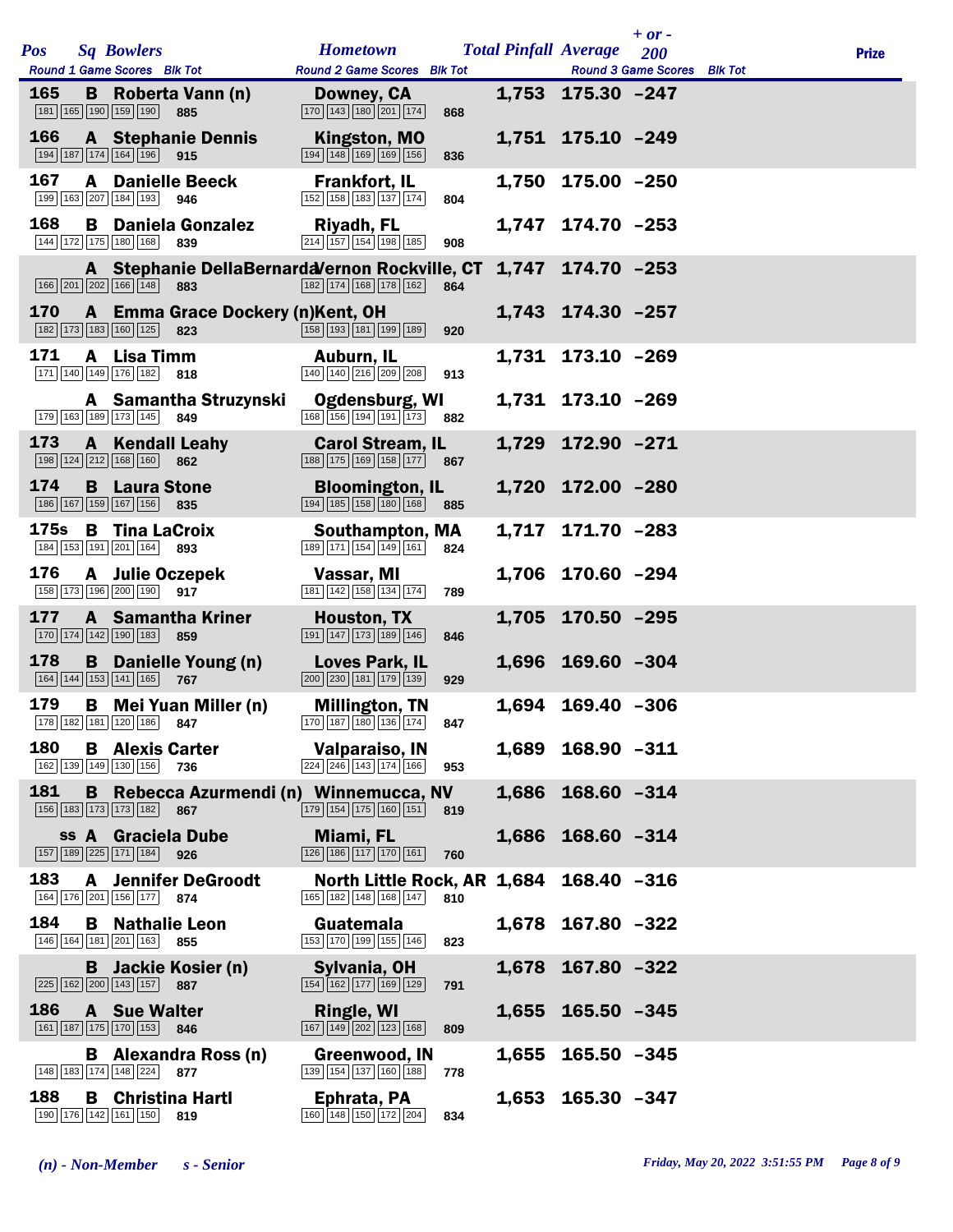| Pos | Sq | Bowlers | Round 1 Game Scores | Blk Tot | Hometown | Round 2 Game Scores | Blk Tot | Total Pinfall | Average | + or - 200 | Round 3 Game Scores | Blk Tot | Prize |
|---|---|---|---|---|---|---|---|---|---|---|---|---|---|
| 165 | B | Roberta Vann (n) | 181 165 190 159 190 | 885 | Downey, CA | 170 143 180 201 174 | 868 | 1,753 | 175.30 | -247 | | | |
| 166 | A | Stephanie Dennis | 194 187 174 164 196 | 915 | Kingston, MO | 194 148 169 169 156 | 836 | 1,751 | 175.10 | -249 | | | |
| 167 | A | Danielle Beeck | 199 163 207 184 193 | 946 | Frankfort, IL | 152 158 183 137 174 | 804 | 1,750 | 175.00 | -250 | | | |
| 168 | B | Daniela Gonzalez | 144 172 175 180 168 | 839 | Riyadh, FL | 214 157 154 198 185 | 908 | 1,747 | 174.70 | -253 | | | |
| | A | Stephanie DellaBernarda | 166 201 202 166 148 | 883 | Vernon Rockville, CT | 182 174 168 178 162 | 864 | 1,747 | 174.70 | -253 | | | |
| 170 | A | Emma Grace Dockery (n) | 182 173 183 160 125 | 823 | Kent, OH | 158 193 181 199 189 | 920 | 1,743 | 174.30 | -257 | | | |
| 171 | A | Lisa Timm | 171 140 149 176 182 | 818 | Auburn, IL | 140 140 216 209 208 | 913 | 1,731 | 173.10 | -269 | | | |
| | A | Samantha Struzynski | 179 163 189 173 145 | 849 | Ogdensburg, WI | 168 156 194 191 173 | 882 | 1,731 | 173.10 | -269 | | | |
| 173 | A | Kendall Leahy | 198 124 212 168 160 | 862 | Carol Stream, IL | 188 175 169 158 177 | 867 | 1,729 | 172.90 | -271 | | | |
| 174 | B | Laura Stone | 186 167 159 167 156 | 835 | Bloomington, IL | 194 185 158 180 168 | 885 | 1,720 | 172.00 | -280 | | | |
| 175s | B | Tina LaCroix | 184 153 191 201 164 | 893 | Southampton, MA | 189 171 154 149 161 | 824 | 1,717 | 171.70 | -283 | | | |
| 176 | A | Julie Oczepek | 158 173 196 200 190 | 917 | Vassar, MI | 181 142 158 134 174 | 789 | 1,706 | 170.60 | -294 | | | |
| 177 | A | Samantha Kriner | 170 174 142 190 183 | 859 | Houston, TX | 191 147 173 189 146 | 846 | 1,705 | 170.50 | -295 | | | |
| 178 | B | Danielle Young (n) | 164 144 153 141 165 | 767 | Loves Park, IL | 200 230 181 179 139 | 929 | 1,696 | 169.60 | -304 | | | |
| 179 | B | Mei Yuan Miller (n) | 178 182 181 120 186 | 847 | Millington, TN | 170 187 180 136 174 | 847 | 1,694 | 169.40 | -306 | | | |
| 180 | B | Alexis Carter | 162 139 149 130 156 | 736 | Valparaiso, IN | 224 246 143 174 166 | 953 | 1,689 | 168.90 | -311 | | | |
| 181 | B | Rebecca Azurmendi (n) | 156 183 173 173 182 | 867 | Winnemucca, NV | 179 154 175 160 151 | 819 | 1,686 | 168.60 | -314 | | | |
| ss | A | Graciela Dube | 157 189 225 171 184 | 926 | Miami, FL | 126 186 117 170 161 | 760 | 1,686 | 168.60 | -314 | | | |
| 183 | A | Jennifer DeGroodt | 164 176 201 156 177 | 874 | North Little Rock, AR | 165 182 148 168 147 | 810 | 1,684 | 168.40 | -316 | | | |
| 184 | B | Nathalie Leon | 146 164 181 201 163 | 855 | Guatemala | 153 170 199 155 146 | 823 | 1,678 | 167.80 | -322 | | | |
| | B | Jackie Kosier (n) | 225 162 200 143 157 | 887 | Sylvania, OH | 154 162 177 169 129 | 791 | 1,678 | 167.80 | -322 | | | |
| 186 | A | Sue Walter | 161 187 175 170 153 | 846 | Ringle, WI | 167 149 202 123 168 | 809 | 1,655 | 165.50 | -345 | | | |
| | B | Alexandra Ross (n) | 148 183 174 148 224 | 877 | Greenwood, IN | 139 154 137 160 188 | 778 | 1,655 | 165.50 | -345 | | | |
| 188 | B | Christina Hartl | 190 176 142 161 150 | 819 | Ephrata, PA | 160 148 150 172 204 | 834 | 1,653 | 165.30 | -347 | | | |

*(n) - Non-Member* *s - Senior*

*Friday, May 20, 2022 3:51:55 PM*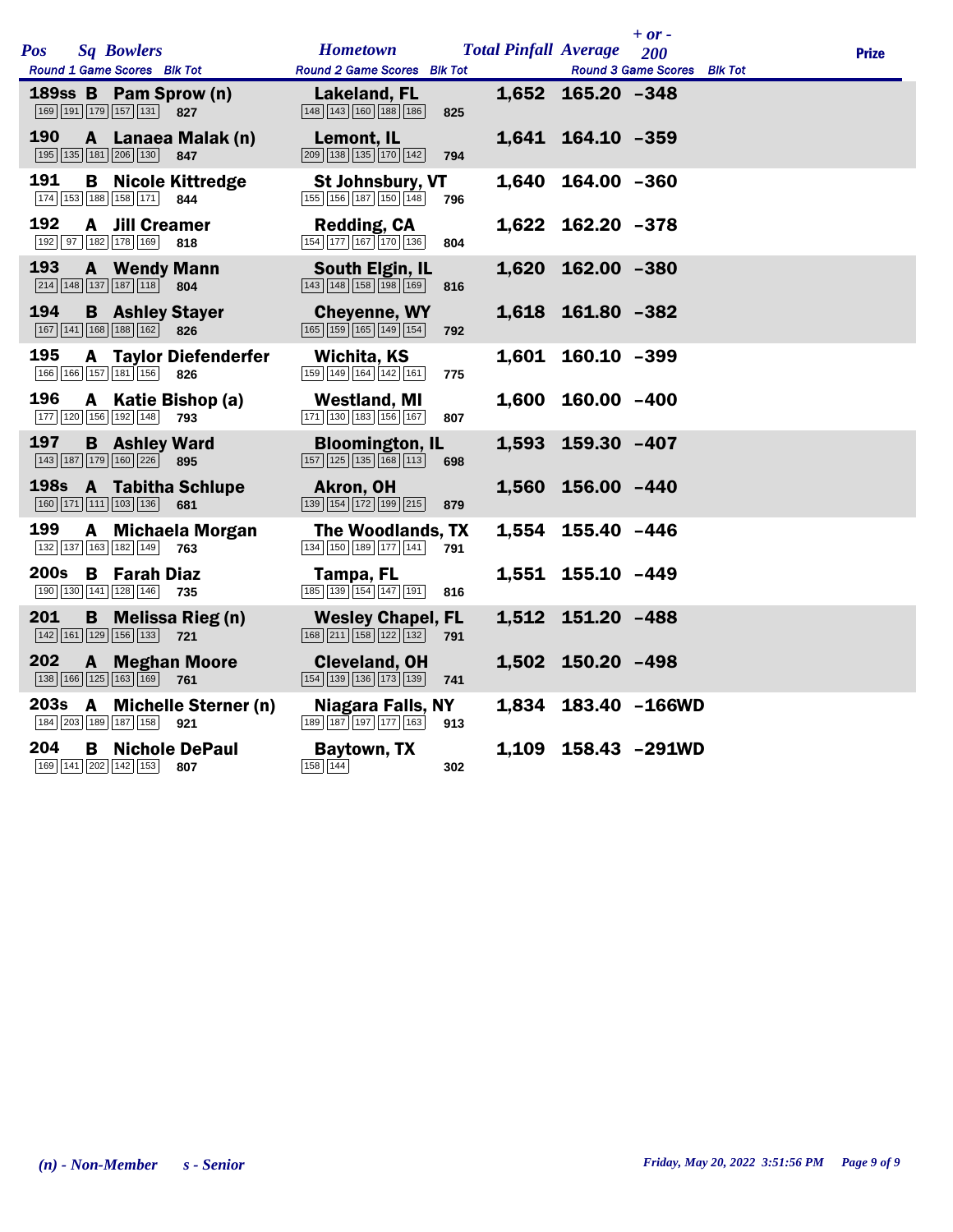| Pos | Sq | Bowlers | Hometown | Total Pinfall | Average | + or - 200 | Prize |
|---|---|---|---|---|---|---|---|
| Round 1 Game Scores | | Blk Tot | Round 2 Game Scores Blk Tot | | Round 3 Game Scores Blk Tot | | |
| 189ss | B | Pam Sprow (n) | Lakeland, FL | 1,652 | 165.20 | -348 | |
| 169 191 179 157 131 | | 827 | 148 143 160 188 186 825 | | | | |
| 190 | A | Lanaea Malak (n) | Lemont, IL | 1,641 | 164.10 | -359 | |
| 195 135 181 206 130 | | 847 | 209 138 135 170 142 794 | | | | |
| 191 | B | Nicole Kittredge | St Johnsbury, VT | 1,640 | 164.00 | -360 | |
| 174 153 188 158 171 | | 844 | 155 156 187 150 148 796 | | | | |
| 192 | A | Jill Creamer | Redding, CA | 1,622 | 162.20 | -378 | |
| 192 97 182 178 169 | | 818 | 154 177 167 170 136 804 | | | | |
| 193 | A | Wendy Mann | South Elgin, IL | 1,620 | 162.00 | -380 | |
| 214 148 137 187 118 | | 804 | 143 148 158 198 169 816 | | | | |
| 194 | B | Ashley Stayer | Cheyenne, WY | 1,618 | 161.80 | -382 | |
| 167 141 168 188 162 | | 826 | 165 159 165 149 154 792 | | | | |
| 195 | A | Taylor Diefenderfer | Wichita, KS | 1,601 | 160.10 | -399 | |
| 166 166 157 181 156 | | 826 | 159 149 164 142 161 775 | | | | |
| 196 | A | Katie Bishop (a) | Westland, MI | 1,600 | 160.00 | -400 | |
| 177 120 156 192 148 | | 793 | 171 130 183 156 167 807 | | | | |
| 197 | B | Ashley Ward | Bloomington, IL | 1,593 | 159.30 | -407 | |
| 143 187 179 160 226 | | 895 | 157 125 135 168 113 698 | | | | |
| 198s | A | Tabitha Schlupe | Akron, OH | 1,560 | 156.00 | -440 | |
| 160 171 111 103 136 | | 681 | 139 154 172 199 215 879 | | | | |
| 199 | A | Michaela Morgan | The Woodlands, TX | 1,554 | 155.40 | -446 | |
| 132 137 163 182 149 | | 763 | 134 150 189 177 141 791 | | | | |
| 200s | B | Farah Diaz | Tampa, FL | 1,551 | 155.10 | -449 | |
| 190 130 141 128 146 | | 735 | 185 139 154 147 191 816 | | | | |
| 201 | B | Melissa Rieg (n) | Wesley Chapel, FL | 1,512 | 151.20 | -488 | |
| 142 161 129 156 133 | | 721 | 168 211 158 122 132 791 | | | | |
| 202 | A | Meghan Moore | Cleveland, OH | 1,502 | 150.20 | -498 | |
| 138 166 125 163 169 | | 761 | 154 139 136 173 139 741 | | | | |
| 203s | A | Michelle Sterner (n) | Niagara Falls, NY | 1,834 | 183.40 | -166WD | |
| 184 203 189 187 158 | | 921 | 189 187 197 177 163 913 | | | | |
| 204 | B | Nichole DePaul | Baytown, TX | 1,109 | 158.43 | -291WD | |
| 169 141 202 142 153 | | 807 | 158 144 302 | | | | |

*(n) - Non-Member* *s - Senior*

*Friday, May 20, 2022 3:51:56 PM*